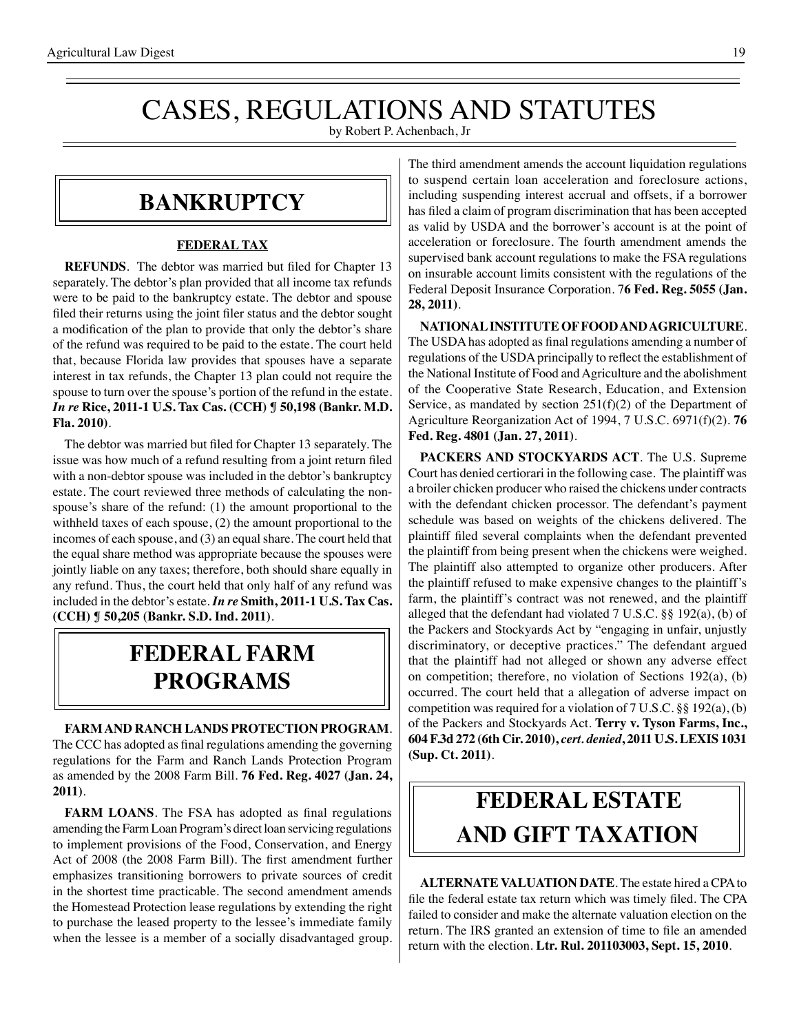# CASES, REGULATIONS AND STATUTES

by Robert P. Achenbach, Jr

## BANKRUPTCY

### FEDERAL TAX

**REFUNDS**. The debtor was married but filed for Chapter 13 separately. The debtor's plan provided that all income tax refunds were to be paid to the bankruptcy estate. The debtor and spouse filed their returns using the joint filer status and the debtor sought a modification of the plan to provide that only the debtor's share of the refund was required to be paid to the estate. The court held that, because Florida law provides that spouses have a separate interest in tax refunds, the Chapter 13 plan could not require the spouse to turn over the spouse's portion of the refund in the estate. ***In re* Rice, 2011-1 U.S. Tax Cas. (CCH) ¶ 50,198 (Bankr. M.D. Fla. 2010)**.

The debtor was married but filed for Chapter 13 separately. The issue was how much of a refund resulting from a joint return filed with a non-debtor spouse was included in the debtor's bankruptcy estate. The court reviewed three methods of calculating the non-spouse's share of the refund: (1) the amount proportional to the withheld taxes of each spouse, (2) the amount proportional to the incomes of each spouse, and (3) an equal share. The court held that the equal share method was appropriate because the spouses were jointly liable on any taxes; therefore, both should share equally in any refund. Thus, the court held that only half of any refund was included in the debtor's estate. ***In re* Smith, 2011-1 U.S. Tax Cas. (CCH) ¶ 50,205 (Bankr. S.D. Ind. 2011)**.

## FEDERAL FARM PROGRAMS

**FARM AND RANCH LANDS PROTECTION PROGRAM**. The CCC has adopted as final regulations amending the governing regulations for the Farm and Ranch Lands Protection Program as amended by the 2008 Farm Bill. **76 Fed. Reg. 4027 (Jan. 24, 2011)**.

**FARM LOANS**. The FSA has adopted as final regulations amending the Farm Loan Program's direct loan servicing regulations to implement provisions of the Food, Conservation, and Energy Act of 2008 (the 2008 Farm Bill). The first amendment further emphasizes transitioning borrowers to private sources of credit in the shortest time practicable. The second amendment amends the Homestead Protection lease regulations by extending the right to purchase the leased property to the lessee's immediate family when the lessee is a member of a socially disadvantaged group. The third amendment amends the account liquidation regulations to suspend certain loan acceleration and foreclosure actions, including suspending interest accrual and offsets, if a borrower has filed a claim of program discrimination that has been accepted as valid by USDA and the borrower's account is at the point of acceleration or foreclosure. The fourth amendment amends the supervised bank account regulations to make the FSA regulations on insurable account limits consistent with the regulations of the Federal Deposit Insurance Corporation. 7**6 Fed. Reg. 5055 (Jan. 28, 2011)**.

**NATIONAL INSTITUTE OF FOOD AND AGRICULTURE**. The USDA has adopted as final regulations amending a number of regulations of the USDA principally to reflect the establishment of the National Institute of Food and Agriculture and the abolishment of the Cooperative State Research, Education, and Extension Service, as mandated by section 251(f)(2) of the Department of Agriculture Reorganization Act of 1994, 7 U.S.C. 6971(f)(2). **76 Fed. Reg. 4801 (Jan. 27, 2011)**.

**PACKERS AND STOCKYARDS ACT**. The U.S. Supreme Court has denied certiorari in the following case. The plaintiff was a broiler chicken producer who raised the chickens under contracts with the defendant chicken processor. The defendant's payment schedule was based on weights of the chickens delivered. The plaintiff filed several complaints when the defendant prevented the plaintiff from being present when the chickens were weighed. The plaintiff also attempted to organize other producers. After the plaintiff refused to make expensive changes to the plaintiff's farm, the plaintiff's contract was not renewed, and the plaintiff alleged that the defendant had violated 7 U.S.C. §§ 192(a), (b) of the Packers and Stockyards Act by "engaging in unfair, unjustly discriminatory, or deceptive practices." The defendant argued that the plaintiff had not alleged or shown any adverse effect on competition; therefore, no violation of Sections 192(a), (b) occurred. The court held that a allegation of adverse impact on competition was required for a violation of 7 U.S.C. §§ 192(a), (b) of the Packers and Stockyards Act. **Terry v. Tyson Farms, Inc., 604 F.3d 272 (6th Cir. 2010), *cert. denied*, 2011 U.S. LEXIS 1031 (Sup. Ct. 2011)**.

## FEDERAL ESTATE AND GIFT TAXATION

**ALTERNATE VALUATION DATE**. The estate hired a CPA to file the federal estate tax return which was timely filed. The CPA failed to consider and make the alternate valuation election on the return. The IRS granted an extension of time to file an amended return with the election. **Ltr. Rul. 201103003, Sept. 15, 2010**.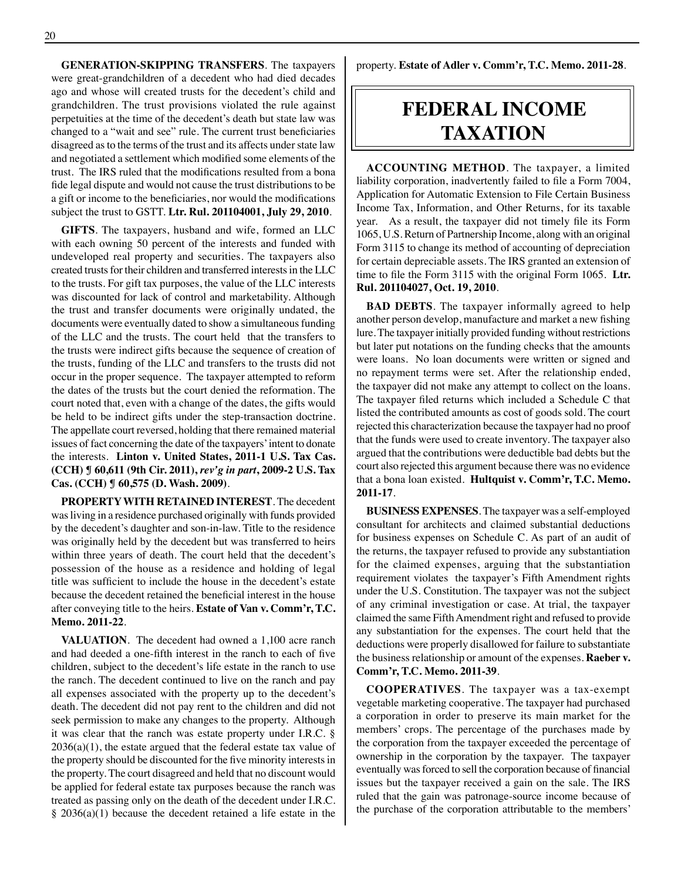**GENERATION-SKIPPING TRANSFERS**. The taxpayers were great-grandchildren of a decedent who had died decades ago and whose will created trusts for the decedent's child and grandchildren. The trust provisions violated the rule against perpetuities at the time of the decedent's death but state law was changed to a "wait and see" rule. The current trust beneficiaries disagreed as to the terms of the trust and its affects under state law and negotiated a settlement which modified some elements of the trust. The IRS ruled that the modifications resulted from a bona fide legal dispute and would not cause the trust distributions to be a gift or income to the beneficiaries, nor would the modifications subject the trust to GSTT. **Ltr. Rul. 201104001, July 29, 2010**.

**GIFTS**. The taxpayers, husband and wife, formed an LLC with each owning 50 percent of the interests and funded with undeveloped real property and securities. The taxpayers also created trusts for their children and transferred interests in the LLC to the trusts. For gift tax purposes, the value of the LLC interests was discounted for lack of control and marketability. Although the trust and transfer documents were originally undated, the documents were eventually dated to show a simultaneous funding of the LLC and the trusts. The court held that the transfers to the trusts were indirect gifts because the sequence of creation of the trusts, funding of the LLC and transfers to the trusts did not occur in the proper sequence. The taxpayer attempted to reform the dates of the trusts but the court denied the reformation. The court noted that, even with a change of the dates, the gifts would be held to be indirect gifts under the step-transaction doctrine. The appellate court reversed, holding that there remained material issues of fact concerning the date of the taxpayers' intent to donate the interests. **Linton v. United States, 2011-1 U.S. Tax Cas. (CCH) ¶ 60,611 (9th Cir. 2011), *rev'g in part*, 2009-2 U.S. Tax Cas. (CCH) ¶ 60,575 (D. Wash. 2009)**.

**PROPERTY WITH RETAINED INTEREST**. The decedent was living in a residence purchased originally with funds provided by the decedent's daughter and son-in-law. Title to the residence was originally held by the decedent but was transferred to heirs within three years of death. The court held that the decedent's possession of the house as a residence and holding of legal title was sufficient to include the house in the decedent's estate because the decedent retained the beneficial interest in the house after conveying title to the heirs. **Estate of Van v. Comm'r, T.C. Memo. 2011-22**.

**VALUATION**. The decedent had owned a 1,100 acre ranch and had deeded a one-fifth interest in the ranch to each of five children, subject to the decedent's life estate in the ranch to use the ranch. The decedent continued to live on the ranch and pay all expenses associated with the property up to the decedent's death. The decedent did not pay rent to the children and did not seek permission to make any changes to the property. Although it was clear that the ranch was estate property under I.R.C. § 2036(a)(1), the estate argued that the federal estate tax value of the property should be discounted for the five minority interests in the property. The court disagreed and held that no discount would be applied for federal estate tax purposes because the ranch was treated as passing only on the death of the decedent under I.R.C. § 2036(a)(1) because the decedent retained a life estate in the property. **Estate of Adler v. Comm'r, T.C. Memo. 2011-28**.

# FEDERAL INCOME TAXATION

**ACCOUNTING METHOD**. The taxpayer, a limited liability corporation, inadvertently failed to file a Form 7004, Application for Automatic Extension to File Certain Business Income Tax, Information, and Other Returns, for its taxable year. As a result, the taxpayer did not timely file its Form 1065, U.S. Return of Partnership Income, along with an original Form 3115 to change its method of accounting of depreciation for certain depreciable assets. The IRS granted an extension of time to file the Form 3115 with the original Form 1065. **Ltr. Rul. 201104027, Oct. 19, 2010**.

**BAD DEBTS**. The taxpayer informally agreed to help another person develop, manufacture and market a new fishing lure. The taxpayer initially provided funding without restrictions but later put notations on the funding checks that the amounts were loans. No loan documents were written or signed and no repayment terms were set. After the relationship ended, the taxpayer did not make any attempt to collect on the loans. The taxpayer filed returns which included a Schedule C that listed the contributed amounts as cost of goods sold. The court rejected this characterization because the taxpayer had no proof that the funds were used to create inventory. The taxpayer also argued that the contributions were deductible bad debts but the court also rejected this argument because there was no evidence that a bona loan existed. **Hultquist v. Comm'r, T.C. Memo. 2011-17**.

**BUSINESS EXPENSES**. The taxpayer was a self-employed consultant for architects and claimed substantial deductions for business expenses on Schedule C. As part of an audit of the returns, the taxpayer refused to provide any substantiation for the claimed expenses, arguing that the substantiation requirement violates the taxpayer's Fifth Amendment rights under the U.S. Constitution. The taxpayer was not the subject of any criminal investigation or case. At trial, the taxpayer claimed the same Fifth Amendment right and refused to provide any substantiation for the expenses. The court held that the deductions were properly disallowed for failure to substantiate the business relationship or amount of the expenses. **Raeber v. Comm'r, T.C. Memo. 2011-39**.

**COOPERATIVES**. The taxpayer was a tax-exempt vegetable marketing cooperative. The taxpayer had purchased a corporation in order to preserve its main market for the members' crops. The percentage of the purchases made by the corporation from the taxpayer exceeded the percentage of ownership in the corporation by the taxpayer. The taxpayer eventually was forced to sell the corporation because of financial issues but the taxpayer received a gain on the sale. The IRS ruled that the gain was patronage-source income because of the purchase of the corporation attributable to the members'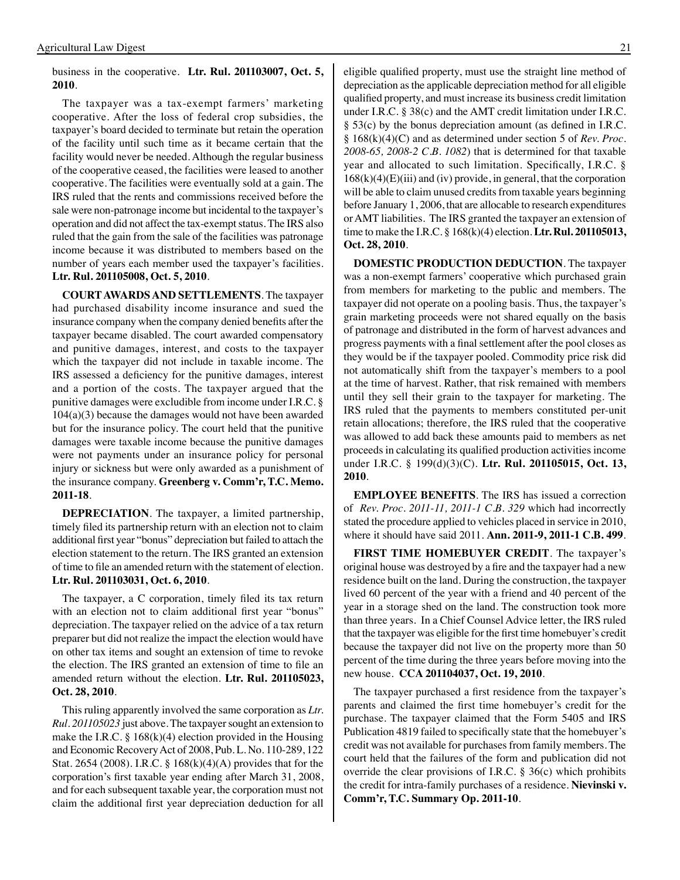business in the cooperative. **Ltr. Rul. 201103007, Oct. 5, 2010**.

The taxpayer was a tax-exempt farmers' marketing cooperative. After the loss of federal crop subsidies, the taxpayer's board decided to terminate but retain the operation of the facility until such time as it became certain that the facility would never be needed. Although the regular business of the cooperative ceased, the facilities were leased to another cooperative. The facilities were eventually sold at a gain. The IRS ruled that the rents and commissions received before the sale were non-patronage income but incidental to the taxpayer's operation and did not affect the tax-exempt status. The IRS also ruled that the gain from the sale of the facilities was patronage income because it was distributed to members based on the number of years each member used the taxpayer's facilities. **Ltr. Rul. 201105008, Oct. 5, 2010**.

**COURT AWARDS AND SETTLEMENTS**. The taxpayer had purchased disability income insurance and sued the insurance company when the company denied benefits after the taxpayer became disabled. The court awarded compensatory and punitive damages, interest, and costs to the taxpayer which the taxpayer did not include in taxable income. The IRS assessed a deficiency for the punitive damages, interest and a portion of the costs. The taxpayer argued that the punitive damages were excludible from income under I.R.C. § 104(a)(3) because the damages would not have been awarded but for the insurance policy. The court held that the punitive damages were taxable income because the punitive damages were not payments under an insurance policy for personal injury or sickness but were only awarded as a punishment of the insurance company. **Greenberg v. Comm'r, T.C. Memo. 2011-18**.

**DEPRECIATION**. The taxpayer, a limited partnership, timely filed its partnership return with an election not to claim additional first year "bonus" depreciation but failed to attach the election statement to the return. The IRS granted an extension of time to file an amended return with the statement of election. **Ltr. Rul. 201103031, Oct. 6, 2010**.

The taxpayer, a C corporation, timely filed its tax return with an election not to claim additional first year "bonus" depreciation. The taxpayer relied on the advice of a tax return preparer but did not realize the impact the election would have on other tax items and sought an extension of time to revoke the election. The IRS granted an extension of time to file an amended return without the election. **Ltr. Rul. 201105023, Oct. 28, 2010**.

This ruling apparently involved the same corporation as *Ltr. Rul. 201105023* just above. The taxpayer sought an extension to make the I.R.C. § 168(k)(4) election provided in the Housing and Economic Recovery Act of 2008, Pub. L. No. 110-289, 122 Stat. 2654 (2008). I.R.C. § 168(k)(4)(A) provides that for the corporation's first taxable year ending after March 31, 2008, and for each subsequent taxable year, the corporation must not claim the additional first year depreciation deduction for all eligible qualified property, must use the straight line method of depreciation as the applicable depreciation method for all eligible qualified property, and must increase its business credit limitation under I.R.C. § 38(c) and the AMT credit limitation under I.R.C. § 53(c) by the bonus depreciation amount (as defined in I.R.C. § 168(k)(4)(C) and as determined under section 5 of *Rev. Proc. 2008-65, 2008-2 C.B. 1082*) that is determined for that taxable year and allocated to such limitation. Specifically, I.R.C. § 168(k)(4)(E)(iii) and (iv) provide, in general, that the corporation will be able to claim unused credits from taxable years beginning before January 1, 2006, that are allocable to research expenditures or AMT liabilities. The IRS granted the taxpayer an extension of time to make the I.R.C. § 168(k)(4) election. **Ltr. Rul. 201105013, Oct. 28, 2010**.

**DOMESTIC PRODUCTION DEDUCTION**. The taxpayer was a non-exempt farmers' cooperative which purchased grain from members for marketing to the public and members. The taxpayer did not operate on a pooling basis. Thus, the taxpayer's grain marketing proceeds were not shared equally on the basis of patronage and distributed in the form of harvest advances and progress payments with a final settlement after the pool closes as they would be if the taxpayer pooled. Commodity price risk did not automatically shift from the taxpayer's members to a pool at the time of harvest. Rather, that risk remained with members until they sell their grain to the taxpayer for marketing. The IRS ruled that the payments to members constituted per-unit retain allocations; therefore, the IRS ruled that the cooperative was allowed to add back these amounts paid to members as net proceeds in calculating its qualified production activities income under I.R.C. § 199(d)(3)(C). **Ltr. Rul. 201105015, Oct. 13, 2010**.

**EMPLOYEE BENEFITS**. The IRS has issued a correction of *Rev. Proc. 2011-11, 2011-1 C.B. 329* which had incorrectly stated the procedure applied to vehicles placed in service in 2010, where it should have said 2011. **Ann. 2011-9, 2011-1 C.B. 499**.

**FIRST TIME HOMEBUYER CREDIT**. The taxpayer's original house was destroyed by a fire and the taxpayer had a new residence built on the land. During the construction, the taxpayer lived 60 percent of the year with a friend and 40 percent of the year in a storage shed on the land. The construction took more than three years. In a Chief Counsel Advice letter, the IRS ruled that the taxpayer was eligible for the first time homebuyer's credit because the taxpayer did not live on the property more than 50 percent of the time during the three years before moving into the new house. **CCA 201104037, Oct. 19, 2010**.

The taxpayer purchased a first residence from the taxpayer's parents and claimed the first time homebuyer's credit for the purchase. The taxpayer claimed that the Form 5405 and IRS Publication 4819 failed to specifically state that the homebuyer's credit was not available for purchases from family members. The court held that the failures of the form and publication did not override the clear provisions of I.R.C. § 36(c) which prohibits the credit for intra-family purchases of a residence. **Nievinski v. Comm'r, T.C. Summary Op. 2011-10**.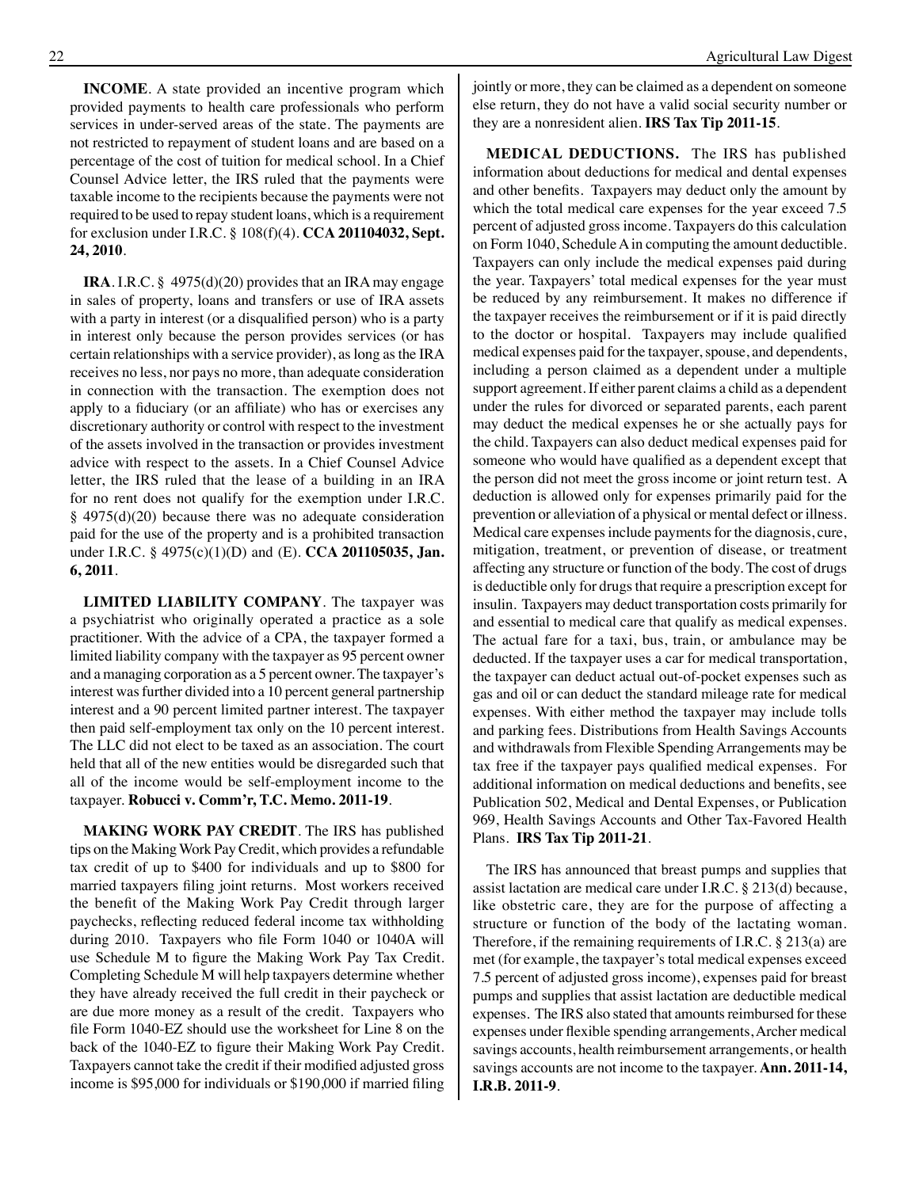**INCOME**. A state provided an incentive program which provided payments to health care professionals who perform services in under-served areas of the state. The payments are not restricted to repayment of student loans and are based on a percentage of the cost of tuition for medical school. In a Chief Counsel Advice letter, the IRS ruled that the payments were taxable income to the recipients because the payments were not required to be used to repay student loans, which is a requirement for exclusion under I.R.C. § 108(f)(4). **CCA 201104032, Sept. 24, 2010**.

**IRA**. I.R.C. § 4975(d)(20) provides that an IRA may engage in sales of property, loans and transfers or use of IRA assets with a party in interest (or a disqualified person) who is a party in interest only because the person provides services (or has certain relationships with a service provider), as long as the IRA receives no less, nor pays no more, than adequate consideration in connection with the transaction. The exemption does not apply to a fiduciary (or an affiliate) who has or exercises any discretionary authority or control with respect to the investment of the assets involved in the transaction or provides investment advice with respect to the assets. In a Chief Counsel Advice letter, the IRS ruled that the lease of a building in an IRA for no rent does not qualify for the exemption under I.R.C. § 4975(d)(20) because there was no adequate consideration paid for the use of the property and is a prohibited transaction under I.R.C. § 4975(c)(1)(D) and (E). **CCA 201105035, Jan. 6, 2011**.

**LIMITED LIABILITY COMPANY**. The taxpayer was a psychiatrist who originally operated a practice as a sole practitioner. With the advice of a CPA, the taxpayer formed a limited liability company with the taxpayer as 95 percent owner and a managing corporation as a 5 percent owner. The taxpayer's interest was further divided into a 10 percent general partnership interest and a 90 percent limited partner interest. The taxpayer then paid self-employment tax only on the 10 percent interest. The LLC did not elect to be taxed as an association. The court held that all of the new entities would be disregarded such that all of the income would be self-employment income to the taxpayer. **Robucci v. Comm'r, T.C. Memo. 2011-19**.

**MAKING WORK PAY CREDIT**. The IRS has published tips on the Making Work Pay Credit, which provides a refundable tax credit of up to $400 for individuals and up to $800 for married taxpayers filing joint returns. Most workers received the benefit of the Making Work Pay Credit through larger paychecks, reflecting reduced federal income tax withholding during 2010. Taxpayers who file Form 1040 or 1040A will use Schedule M to figure the Making Work Pay Tax Credit. Completing Schedule M will help taxpayers determine whether they have already received the full credit in their paycheck or are due more money as a result of the credit. Taxpayers who file Form 1040-EZ should use the worksheet for Line 8 on the back of the 1040-EZ to figure their Making Work Pay Credit. Taxpayers cannot take the credit if their modified adjusted gross income is $95,000 for individuals or $190,000 if married filing jointly or more, they can be claimed as a dependent on someone else return, they do not have a valid social security number or they are a nonresident alien. **IRS Tax Tip 2011-15**.

**MEDICAL DEDUCTIONS.** The IRS has published information about deductions for medical and dental expenses and other benefits. Taxpayers may deduct only the amount by which the total medical care expenses for the year exceed 7.5 percent of adjusted gross income. Taxpayers do this calculation on Form 1040, Schedule A in computing the amount deductible. Taxpayers can only include the medical expenses paid during the year. Taxpayers' total medical expenses for the year must be reduced by any reimbursement. It makes no difference if the taxpayer receives the reimbursement or if it is paid directly to the doctor or hospital. Taxpayers may include qualified medical expenses paid for the taxpayer, spouse, and dependents, including a person claimed as a dependent under a multiple support agreement. If either parent claims a child as a dependent under the rules for divorced or separated parents, each parent may deduct the medical expenses he or she actually pays for the child. Taxpayers can also deduct medical expenses paid for someone who would have qualified as a dependent except that the person did not meet the gross income or joint return test. A deduction is allowed only for expenses primarily paid for the prevention or alleviation of a physical or mental defect or illness. Medical care expenses include payments for the diagnosis, cure, mitigation, treatment, or prevention of disease, or treatment affecting any structure or function of the body. The cost of drugs is deductible only for drugs that require a prescription except for insulin. Taxpayers may deduct transportation costs primarily for and essential to medical care that qualify as medical expenses. The actual fare for a taxi, bus, train, or ambulance may be deducted. If the taxpayer uses a car for medical transportation, the taxpayer can deduct actual out-of-pocket expenses such as gas and oil or can deduct the standard mileage rate for medical expenses. With either method the taxpayer may include tolls and parking fees. Distributions from Health Savings Accounts and withdrawals from Flexible Spending Arrangements may be tax free if the taxpayer pays qualified medical expenses. For additional information on medical deductions and benefits, see Publication 502, Medical and Dental Expenses, or Publication 969, Health Savings Accounts and Other Tax-Favored Health Plans. **IRS Tax Tip 2011-21**.

The IRS has announced that breast pumps and supplies that assist lactation are medical care under I.R.C. § 213(d) because, like obstetric care, they are for the purpose of affecting a structure or function of the body of the lactating woman. Therefore, if the remaining requirements of I.R.C. § 213(a) are met (for example, the taxpayer's total medical expenses exceed 7.5 percent of adjusted gross income), expenses paid for breast pumps and supplies that assist lactation are deductible medical expenses. The IRS also stated that amounts reimbursed for these expenses under flexible spending arrangements, Archer medical savings accounts, health reimbursement arrangements, or health savings accounts are not income to the taxpayer. **Ann. 2011-14, I.R.B. 2011-9**.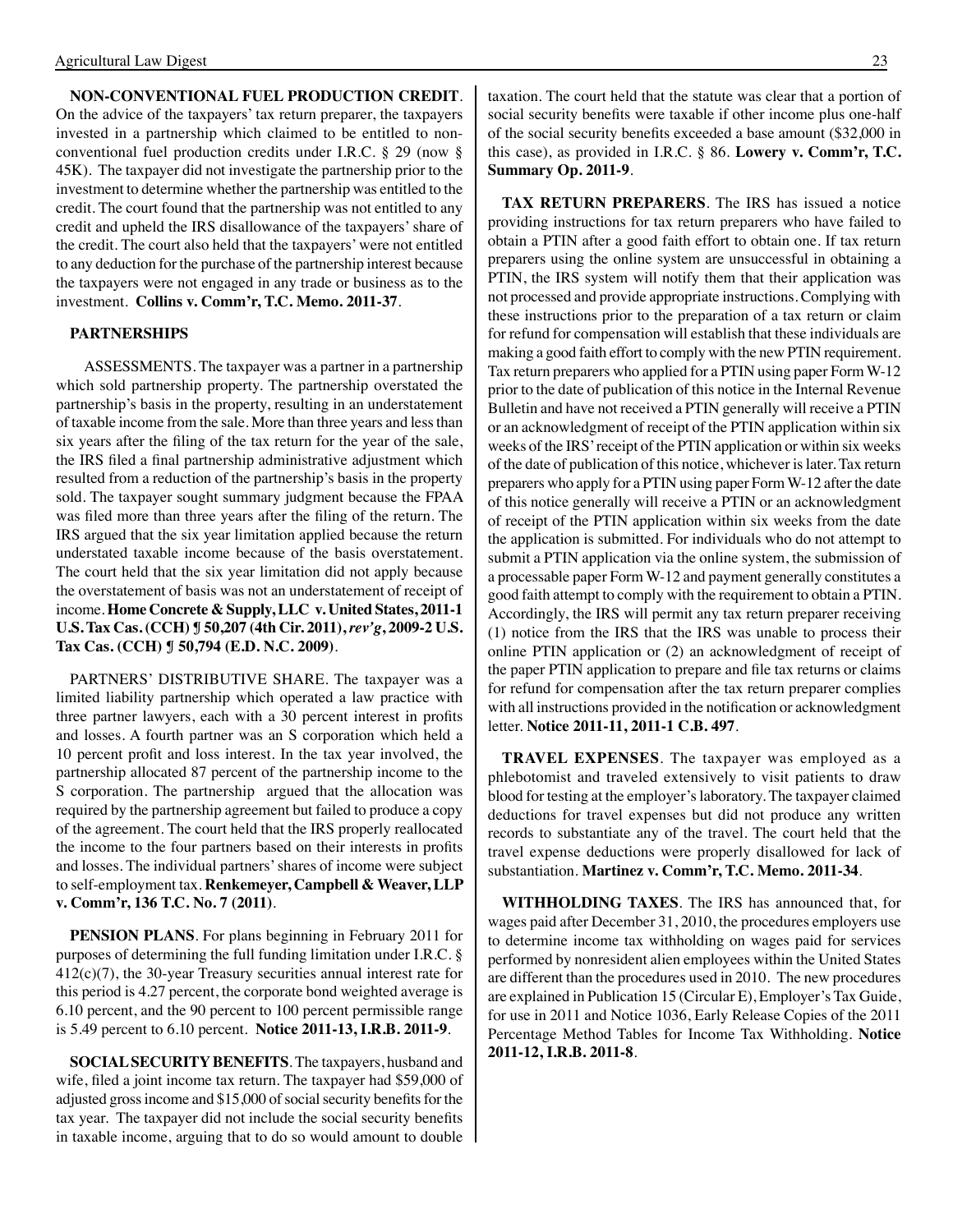**NON-CONVENTIONAL FUEL PRODUCTION CREDIT**. On the advice of the taxpayers' tax return preparer, the taxpayers invested in a partnership which claimed to be entitled to non-conventional fuel production credits under I.R.C. § 29 (now § 45K). The taxpayer did not investigate the partnership prior to the investment to determine whether the partnership was entitled to the credit. The court found that the partnership was not entitled to any credit and upheld the IRS disallowance of the taxpayers' share of the credit. The court also held that the taxpayers' were not entitled to any deduction for the purchase of the partnership interest because the taxpayers were not engaged in any trade or business as to the investment. **Collins v. Comm'r, T.C. Memo. 2011-37**.

**PARTNERSHIPS**

ASSESSMENTS. The taxpayer was a partner in a partnership which sold partnership property. The partnership overstated the partnership's basis in the property, resulting in an understatement of taxable income from the sale. More than three years and less than six years after the filing of the tax return for the year of the sale, the IRS filed a final partnership administrative adjustment which resulted from a reduction of the partnership's basis in the property sold. The taxpayer sought summary judgment because the FPAA was filed more than three years after the filing of the return. The IRS argued that the six year limitation applied because the return understated taxable income because of the basis overstatement. The court held that the six year limitation did not apply because the overstatement of basis was not an understatement of receipt of income. **Home Concrete & Supply, LLC v. United States, 2011-1 U.S. Tax Cas. (CCH) ¶ 50,207 (4th Cir. 2011),** ***rev'g*****, 2009-2 U.S. Tax Cas. (CCH) ¶ 50,794 (E.D. N.C. 2009)**.

PARTNERS' DISTRIBUTIVE SHARE. The taxpayer was a limited liability partnership which operated a law practice with three partner lawyers, each with a 30 percent interest in profits and losses. A fourth partner was an S corporation which held a 10 percent profit and loss interest. In the tax year involved, the partnership allocated 87 percent of the partnership income to the S corporation. The partnership argued that the allocation was required by the partnership agreement but failed to produce a copy of the agreement. The court held that the IRS properly reallocated the income to the four partners based on their interests in profits and losses. The individual partners' shares of income were subject to self-employment tax. **Renkemeyer, Campbell & Weaver, LLP v. Comm'r, 136 T.C. No. 7 (2011)**.

**PENSION PLANS**. For plans beginning in February 2011 for purposes of determining the full funding limitation under I.R.C. § 412(c)(7), the 30-year Treasury securities annual interest rate for this period is 4.27 percent, the corporate bond weighted average is 6.10 percent, and the 90 percent to 100 percent permissible range is 5.49 percent to 6.10 percent. **Notice 2011-13, I.R.B. 2011-9**.

**SOCIAL SECURITY BENEFITS**. The taxpayers, husband and wife, filed a joint income tax return. The taxpayer had $59,000 of adjusted gross income and $15,000 of social security benefits for the tax year. The taxpayer did not include the social security benefits in taxable income, arguing that to do so would amount to double taxation. The court held that the statute was clear that a portion of social security benefits were taxable if other income plus one-half of the social security benefits exceeded a base amount ($32,000 in this case), as provided in I.R.C. § 86. **Lowery v. Comm'r, T.C. Summary Op. 2011-9**.

**TAX RETURN PREPARERS**. The IRS has issued a notice providing instructions for tax return preparers who have failed to obtain a PTIN after a good faith effort to obtain one. If tax return preparers using the online system are unsuccessful in obtaining a PTIN, the IRS system will notify them that their application was not processed and provide appropriate instructions. Complying with these instructions prior to the preparation of a tax return or claim for refund for compensation will establish that these individuals are making a good faith effort to comply with the new PTIN requirement. Tax return preparers who applied for a PTIN using paper Form W-12 prior to the date of publication of this notice in the Internal Revenue Bulletin and have not received a PTIN generally will receive a PTIN or an acknowledgment of receipt of the PTIN application within six weeks of the IRS' receipt of the PTIN application or within six weeks of the date of publication of this notice, whichever is later. Tax return preparers who apply for a PTIN using paper Form W-12 after the date of this notice generally will receive a PTIN or an acknowledgment of receipt of the PTIN application within six weeks from the date the application is submitted. For individuals who do not attempt to submit a PTIN application via the online system, the submission of a processable paper Form W-12 and payment generally constitutes a good faith attempt to comply with the requirement to obtain a PTIN. Accordingly, the IRS will permit any tax return preparer receiving (1) notice from the IRS that the IRS was unable to process their online PTIN application or (2) an acknowledgment of receipt of the paper PTIN application to prepare and file tax returns or claims for refund for compensation after the tax return preparer complies with all instructions provided in the notification or acknowledgment letter. **Notice 2011-11, 2011-1 C.B. 497**.

**TRAVEL EXPENSES**. The taxpayer was employed as a phlebotomist and traveled extensively to visit patients to draw blood for testing at the employer's laboratory. The taxpayer claimed deductions for travel expenses but did not produce any written records to substantiate any of the travel. The court held that the travel expense deductions were properly disallowed for lack of substantiation. **Martinez v. Comm'r, T.C. Memo. 2011-34**.

**WITHHOLDING TAXES**. The IRS has announced that, for wages paid after December 31, 2010, the procedures employers use to determine income tax withholding on wages paid for services performed by nonresident alien employees within the United States are different than the procedures used in 2010. The new procedures are explained in Publication 15 (Circular E), Employer's Tax Guide, for use in 2011 and Notice 1036, Early Release Copies of the 2011 Percentage Method Tables for Income Tax Withholding. **Notice 2011-12, I.R.B. 2011-8**.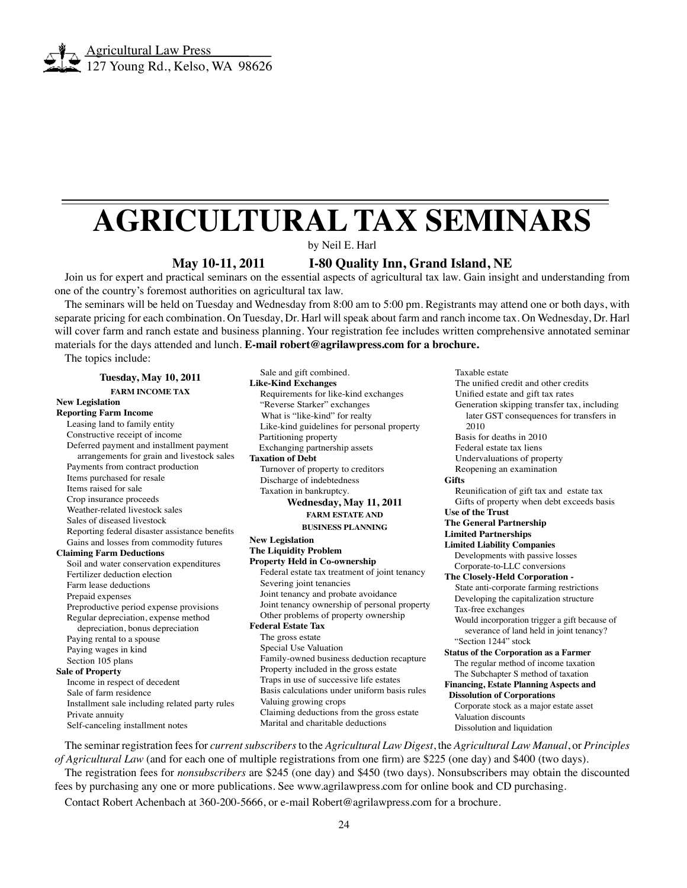Agricultural Law Press
127 Young Rd., Kelso, WA 98626

# AGRICULTURAL TAX SEMINARS

by Neil E. Harl

**May 10-11, 2011 I-80 Quality Inn, Grand Island, NE**

Join us for expert and practical seminars on the essential aspects of agricultural tax law. Gain insight and understanding from one of the country's foremost authorities on agricultural tax law.

The seminars will be held on Tuesday and Wednesday from 8:00 am to 5:00 pm. Registrants may attend one or both days, with separate pricing for each combination. On Tuesday, Dr. Harl will speak about farm and ranch income tax. On Wednesday, Dr. Harl will cover farm and ranch estate and business planning. Your registration fee includes written comprehensive annotated seminar materials for the days attended and lunch. **E-mail robert@agrilawpress.com for a brochure.**

The topics include:

### Tuesday, May 10, 2011

**FARM INCOME TAX**

**New Legislation**

**Reporting Farm Income**
- Leasing land to family entity
- Constructive receipt of income
- Deferred payment and installment payment arrangements for grain and livestock sales
- Payments from contract production
- Items purchased for resale
- Items raised for sale
- Crop insurance proceeds
- Weather-related livestock sales
- Sales of diseased livestock
- Reporting federal disaster assistance benefits
- Gains and losses from commodity futures

**Claiming Farm Deductions**
- Soil and water conservation expenditures
- Fertilizer deduction election
- Farm lease deductions
- Prepaid expenses
- Preproductive period expense provisions
- Regular depreciation, expense method depreciation, bonus depreciation
- Paying rental to a spouse
- Paying wages in kind
- Section 105 plans

**Sale of Property**
- Income in respect of decedent
- Sale of farm residence
- Installment sale including related party rules
- Private annuity
- Self-canceling installment notes
- Sale and gift combined.

**Like-Kind Exchanges**
- Requirements for like-kind exchanges
- "Reverse Starker" exchanges
- What is "like-kind" for realty
- Like-kind guidelines for personal property
- Partitioning property
- Exchanging partnership assets

**Taxation of Debt**
- Turnover of property to creditors
- Discharge of indebtedness
- Taxation in bankruptcy.

### Wednesday, May 11, 2011

**FARM ESTATE AND BUSINESS PLANNING**

**New Legislation**

**The Liquidity Problem**

**Property Held in Co-ownership**
- Federal estate tax treatment of joint tenancy
- Severing joint tenancies
- Joint tenancy and probate avoidance
- Joint tenancy ownership of personal property
- Other problems of property ownership

**Federal Estate Tax**
- The gross estate
- Special Use Valuation
- Family-owned business deduction recapture
- Property included in the gross estate
- Traps in use of successive life estates
- Basis calculations under uniform basis rules
- Valuing growing crops
- Claiming deductions from the gross estate
- Marital and charitable deductions
- Taxable estate
- The unified credit and other credits
- Unified estate and gift tax rates
- Generation skipping transfer tax, including later GST consequences for transfers in 2010
- Basis for deaths in 2010
- Federal estate tax liens
- Undervaluations of property
- Reopening an examination

**Gifts**
- Reunification of gift tax and estate tax
- Gifts of property when debt exceeds basis

**Use of the Trust**

**The General Partnership**

**Limited Partnerships**

**Limited Liability Companies**
- Developments with passive losses
- Corporate-to-LLC conversions

**The Closely-Held Corporation -**
- State anti-corporate farming restrictions
- Developing the capitalization structure
- Tax-free exchanges
- Would incorporation trigger a gift because of severance of land held in joint tenancy?
- "Section 1244" stock

**Status of the Corporation as a Farmer**
- The regular method of income taxation
- The Subchapter S method of taxation

**Financing, Estate Planning Aspects and Dissolution of Corporations**
- Corporate stock as a major estate asset
- Valuation discounts
- Dissolution and liquidation

The seminar registration fees for *current subscribers* to the *Agricultural Law Digest*, the *Agricultural Law Manual*, or *Principles of Agricultural Law* (and for each one of multiple registrations from one firm) are $225 (one day) and $400 (two days).

The registration fees for *nonsubscribers* are $245 (one day) and $450 (two days). Nonsubscribers may obtain the discounted fees by purchasing any one or more publications. See www.agrilawpress.com for online book and CD purchasing.

Contact Robert Achenbach at 360-200-5666, or e-mail Robert@agrilawpress.com for a brochure.